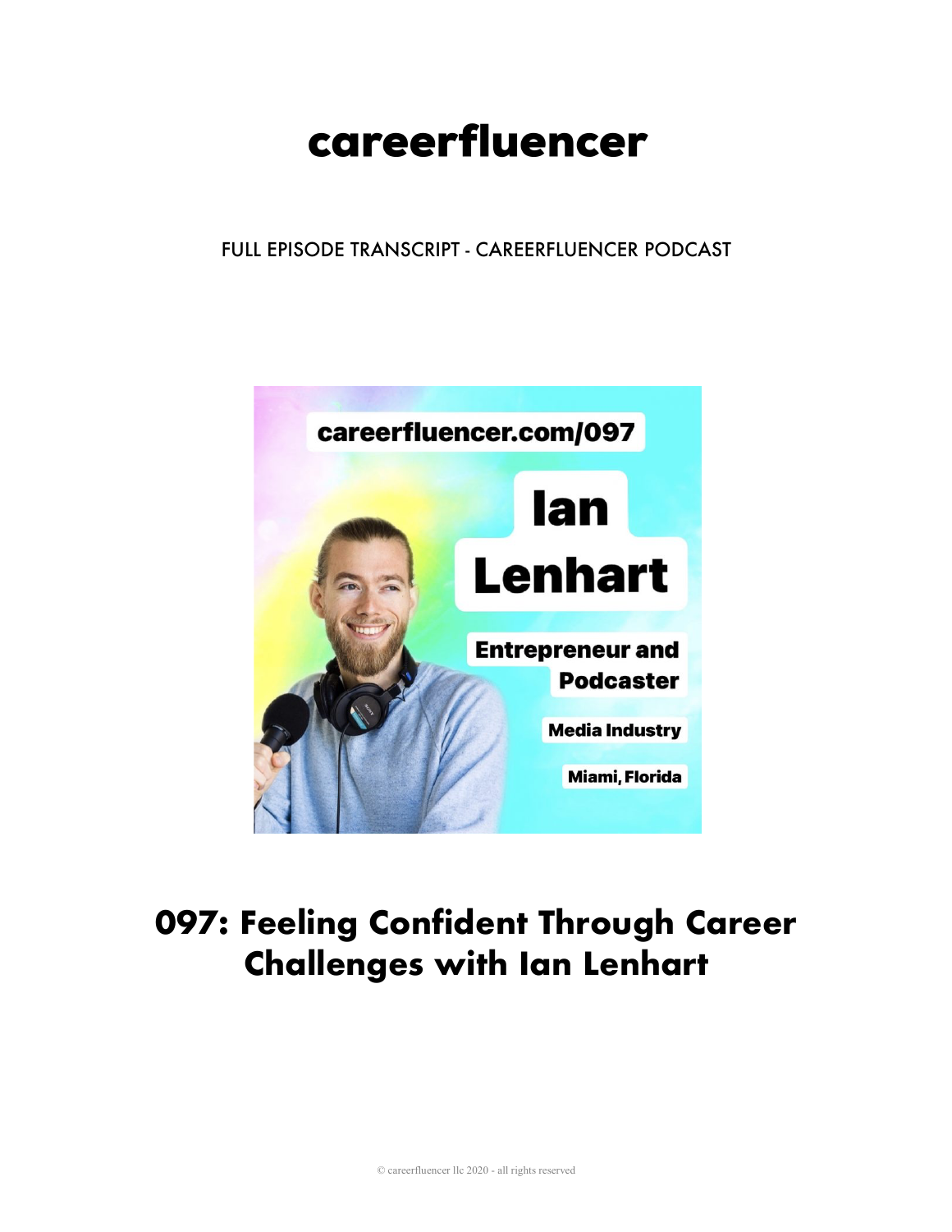# careerfluencer

FULL EPISODE TRANSCRIPT - CAREERFLUENCER PODCAST

careerfluencer.com/097

Ian Lenhart

Entrepreneur and Podcaster

Media Industry

Miami, Florida

## 097: Feeling Confident Through Career Challenges with Ian Lenhart

© careerfluencer llc 2020 - all rights reserved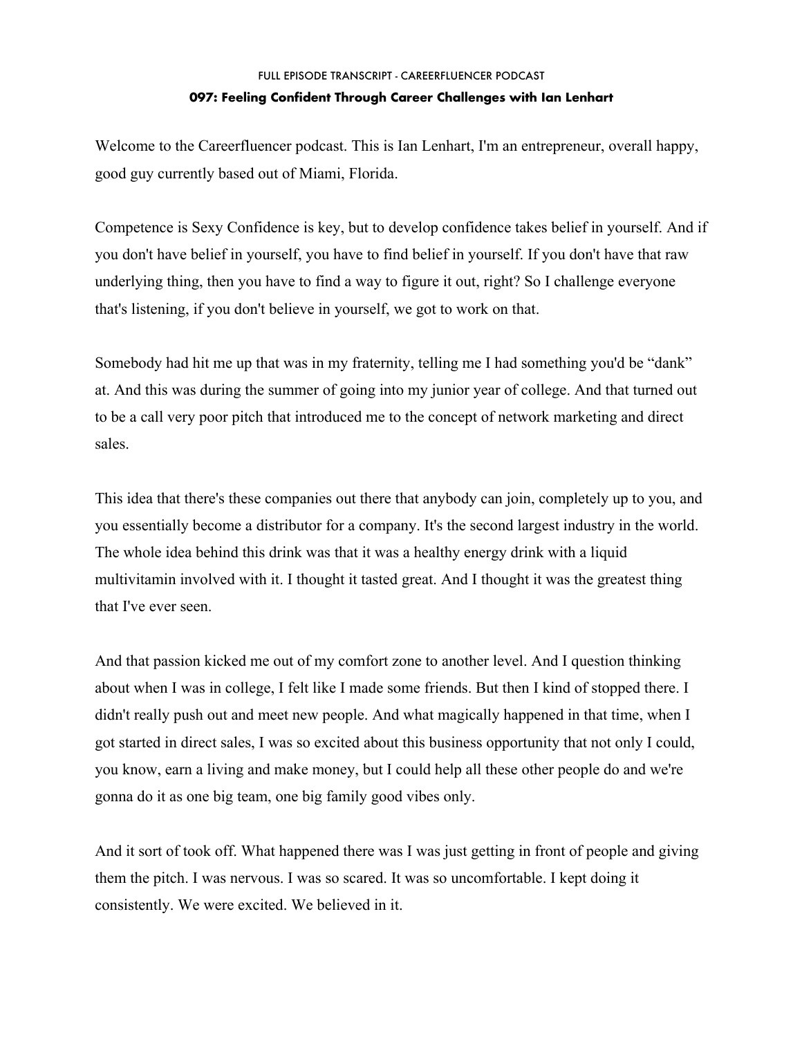Welcome to the Careerfluencer podcast. This is Ian Lenhart, I'm an entrepreneur, overall happy, good guy currently based out of Miami, Florida.

Competence is Sexy Confidence is key, but to develop confidence takes belief in yourself. And if you don't have belief in yourself, you have to find belief in yourself. If you don't have that raw underlying thing, then you have to find a way to figure it out, right? So I challenge everyone that's listening, if you don't believe in yourself, we got to work on that.

Somebody had hit me up that was in my fraternity, telling me I had something you'd be "dank" at. And this was during the summer of going into my junior year of college. And that turned out to be a call very poor pitch that introduced me to the concept of network marketing and direct sales.

This idea that there's these companies out there that anybody can join, completely up to you, and you essentially become a distributor for a company. It's the second largest industry in the world. The whole idea behind this drink was that it was a healthy energy drink with a liquid multivitamin involved with it. I thought it tasted great. And I thought it was the greatest thing that I've ever seen.

And that passion kicked me out of my comfort zone to another level. And I question thinking about when I was in college, I felt like I made some friends. But then I kind of stopped there. I didn't really push out and meet new people. And what magically happened in that time, when I got started in direct sales, I was so excited about this business opportunity that not only I could, you know, earn a living and make money, but I could help all these other people do and we're gonna do it as one big team, one big family good vibes only.

And it sort of took off. What happened there was I was just getting in front of people and giving them the pitch. I was nervous. I was so scared. It was so uncomfortable. I kept doing it consistently. We were excited. We believed in it.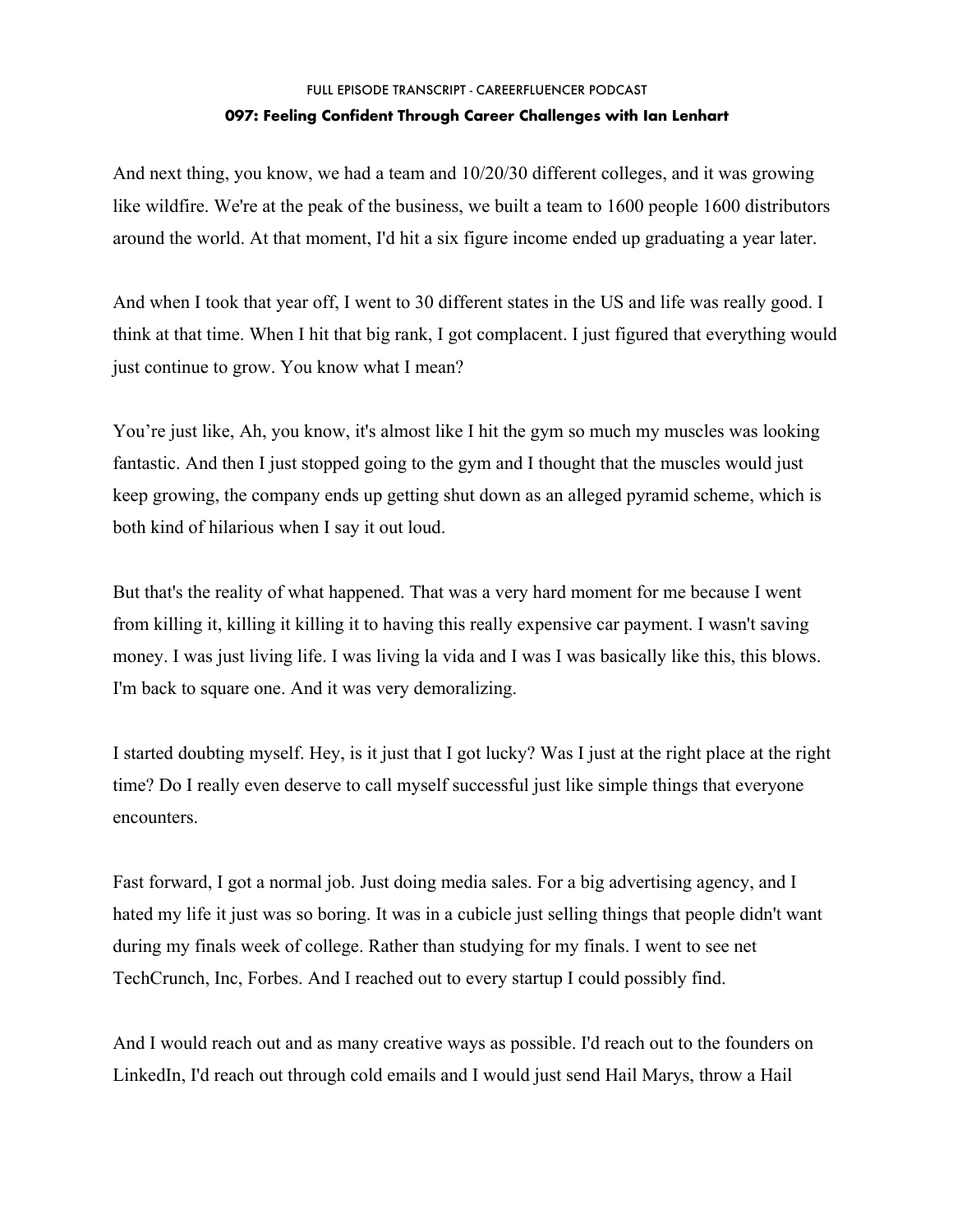And next thing, you know, we had a team and 10/20/30 different colleges, and it was growing like wildfire. We're at the peak of the business, we built a team to 1600 people 1600 distributors around the world. At that moment, I'd hit a six figure income ended up graduating a year later.

And when I took that year off, I went to 30 different states in the US and life was really good. I think at that time. When I hit that big rank, I got complacent. I just figured that everything would just continue to grow. You know what I mean?

You're just like, Ah, you know, it's almost like I hit the gym so much my muscles was looking fantastic. And then I just stopped going to the gym and I thought that the muscles would just keep growing, the company ends up getting shut down as an alleged pyramid scheme, which is both kind of hilarious when I say it out loud.

But that's the reality of what happened. That was a very hard moment for me because I went from killing it, killing it killing it to having this really expensive car payment. I wasn't saving money. I was just living life. I was living la vida and I was I was basically like this, this blows. I'm back to square one. And it was very demoralizing.

I started doubting myself. Hey, is it just that I got lucky? Was I just at the right place at the right time? Do I really even deserve to call myself successful just like simple things that everyone encounters.

Fast forward, I got a normal job. Just doing media sales. For a big advertising agency, and I hated my life it just was so boring. It was in a cubicle just selling things that people didn't want during my finals week of college. Rather than studying for my finals. I went to see net TechCrunch, Inc, Forbes. And I reached out to every startup I could possibly find.

And I would reach out and as many creative ways as possible. I'd reach out to the founders on LinkedIn, I'd reach out through cold emails and I would just send Hail Marys, throw a Hail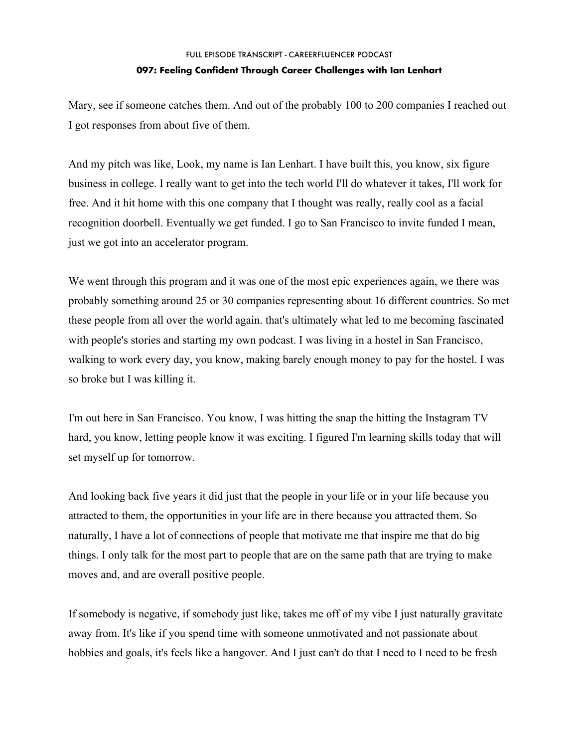Mary, see if someone catches them. And out of the probably 100 to 200 companies I reached out I got responses from about five of them.

And my pitch was like, Look, my name is Ian Lenhart. I have built this, you know, six figure business in college. I really want to get into the tech world I'll do whatever it takes, I'll work for free. And it hit home with this one company that I thought was really, really cool as a facial recognition doorbell. Eventually we get funded. I go to San Francisco to invite funded I mean, just we got into an accelerator program.

We went through this program and it was one of the most epic experiences again, we there was probably something around 25 or 30 companies representing about 16 different countries. So met these people from all over the world again. that's ultimately what led to me becoming fascinated with people's stories and starting my own podcast. I was living in a hostel in San Francisco, walking to work every day, you know, making barely enough money to pay for the hostel. I was so broke but I was killing it.

I'm out here in San Francisco. You know, I was hitting the snap the hitting the Instagram TV hard, you know, letting people know it was exciting. I figured I'm learning skills today that will set myself up for tomorrow.

And looking back five years it did just that the people in your life or in your life because you attracted to them, the opportunities in your life are in there because you attracted them. So naturally, I have a lot of connections of people that motivate me that inspire me that do big things. I only talk for the most part to people that are on the same path that are trying to make moves and, and are overall positive people.

If somebody is negative, if somebody just like, takes me off of my vibe I just naturally gravitate away from. It's like if you spend time with someone unmotivated and not passionate about hobbies and goals, it's feels like a hangover. And I just can't do that I need to I need to be fresh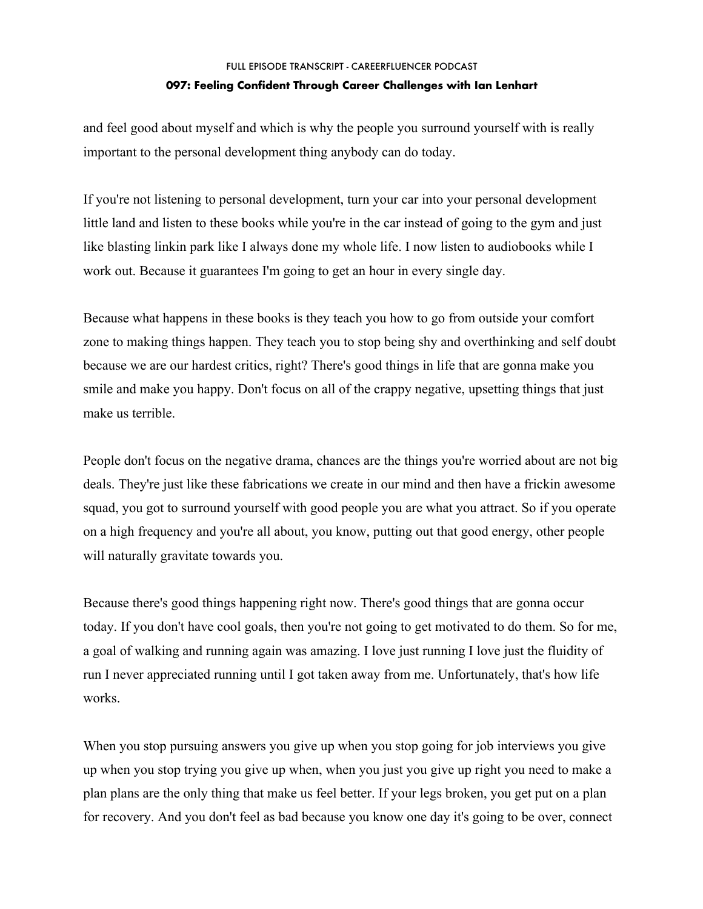and feel good about myself and which is why the people you surround yourself with is really important to the personal development thing anybody can do today.

If you're not listening to personal development, turn your car into your personal development little land and listen to these books while you're in the car instead of going to the gym and just like blasting linkin park like I always done my whole life. I now listen to audiobooks while I work out. Because it guarantees I'm going to get an hour in every single day.

Because what happens in these books is they teach you how to go from outside your comfort zone to making things happen. They teach you to stop being shy and overthinking and self doubt because we are our hardest critics, right? There's good things in life that are gonna make you smile and make you happy. Don't focus on all of the crappy negative, upsetting things that just make us terrible.

People don't focus on the negative drama, chances are the things you're worried about are not big deals. They're just like these fabrications we create in our mind and then have a frickin awesome squad, you got to surround yourself with good people you are what you attract. So if you operate on a high frequency and you're all about, you know, putting out that good energy, other people will naturally gravitate towards you.

Because there's good things happening right now. There's good things that are gonna occur today. If you don't have cool goals, then you're not going to get motivated to do them. So for me, a goal of walking and running again was amazing. I love just running I love just the fluidity of run I never appreciated running until I got taken away from me. Unfortunately, that's how life works.

When you stop pursuing answers you give up when you stop going for job interviews you give up when you stop trying you give up when, when you just you give up right you need to make a plan plans are the only thing that make us feel better. If your legs broken, you get put on a plan for recovery. And you don't feel as bad because you know one day it's going to be over, connect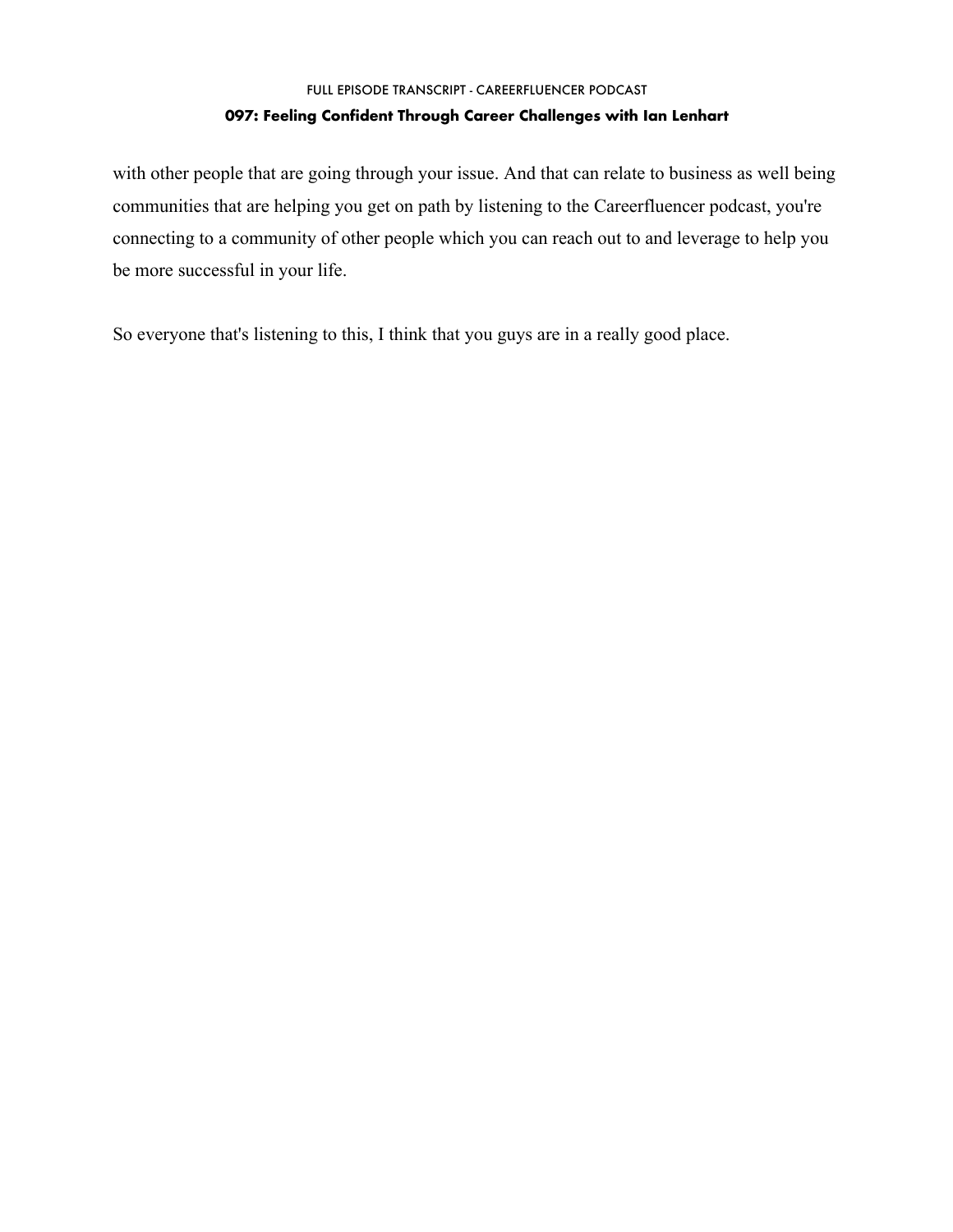with other people that are going through your issue. And that can relate to business as well being communities that are helping you get on path by listening to the Careerfluencer podcast, you're connecting to a community of other people which you can reach out to and leverage to help you be more successful in your life.

So everyone that's listening to this, I think that you guys are in a really good place.